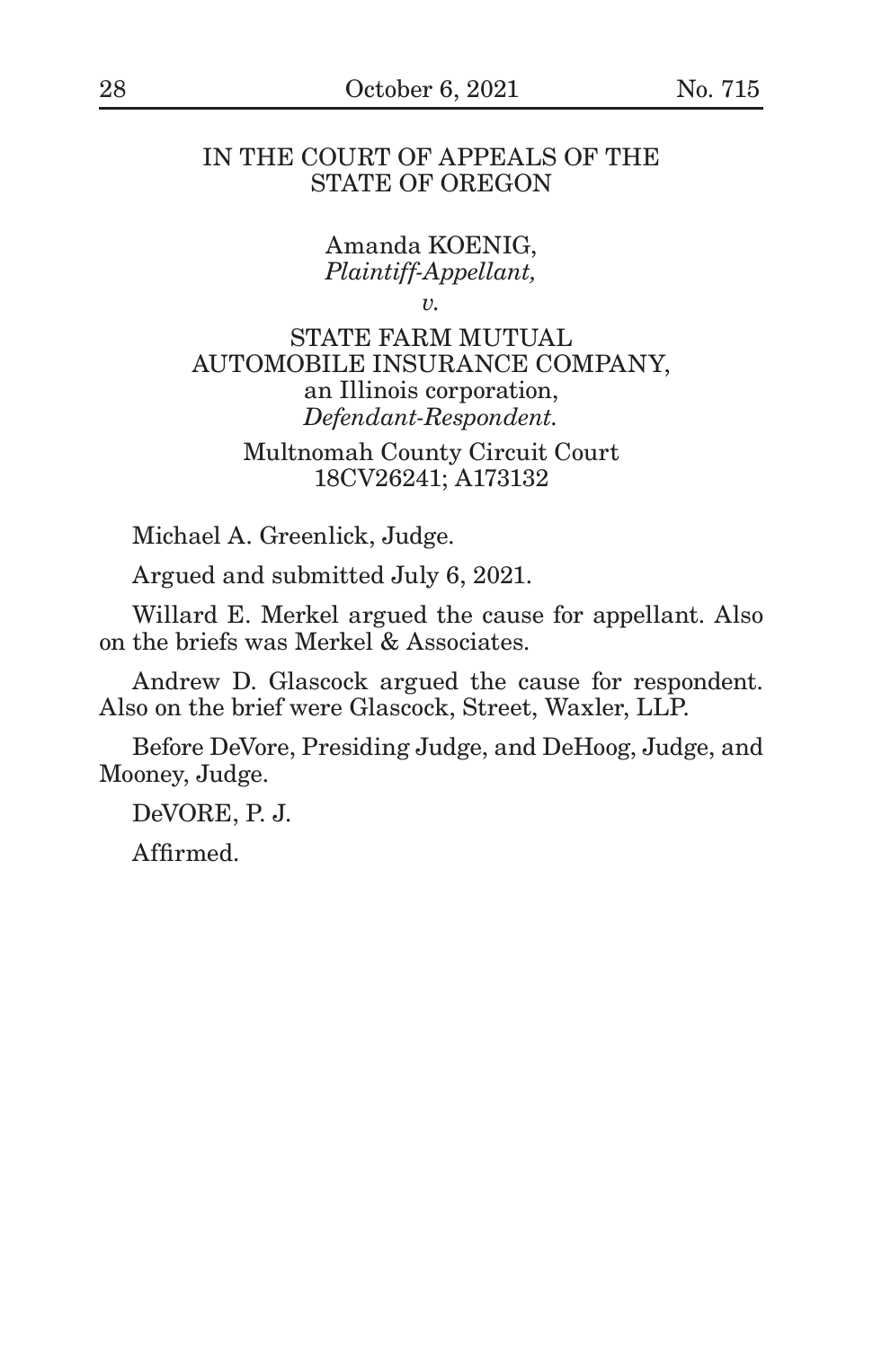IN THE COURT OF APPEALS OF THE STATE OF OREGON

Amanda KOENIG,
*Plaintiff-Appellant,*

*v.*

STATE FARM MUTUAL AUTOMOBILE INSURANCE COMPANY,
an Illinois corporation,
*Defendant-Respondent.*

Multnomah County Circuit Court
18CV26241; A173132

Michael A. Greenlick, Judge.

Argued and submitted July 6, 2021.

Willard E. Merkel argued the cause for appellant. Also on the briefs was Merkel & Associates.

Andrew D. Glascock argued the cause for respondent. Also on the brief were Glascock, Street, Waxler, LLP.

Before DeVore, Presiding Judge, and DeHoog, Judge, and Mooney, Judge.

DeVORE, P. J.

Affirmed.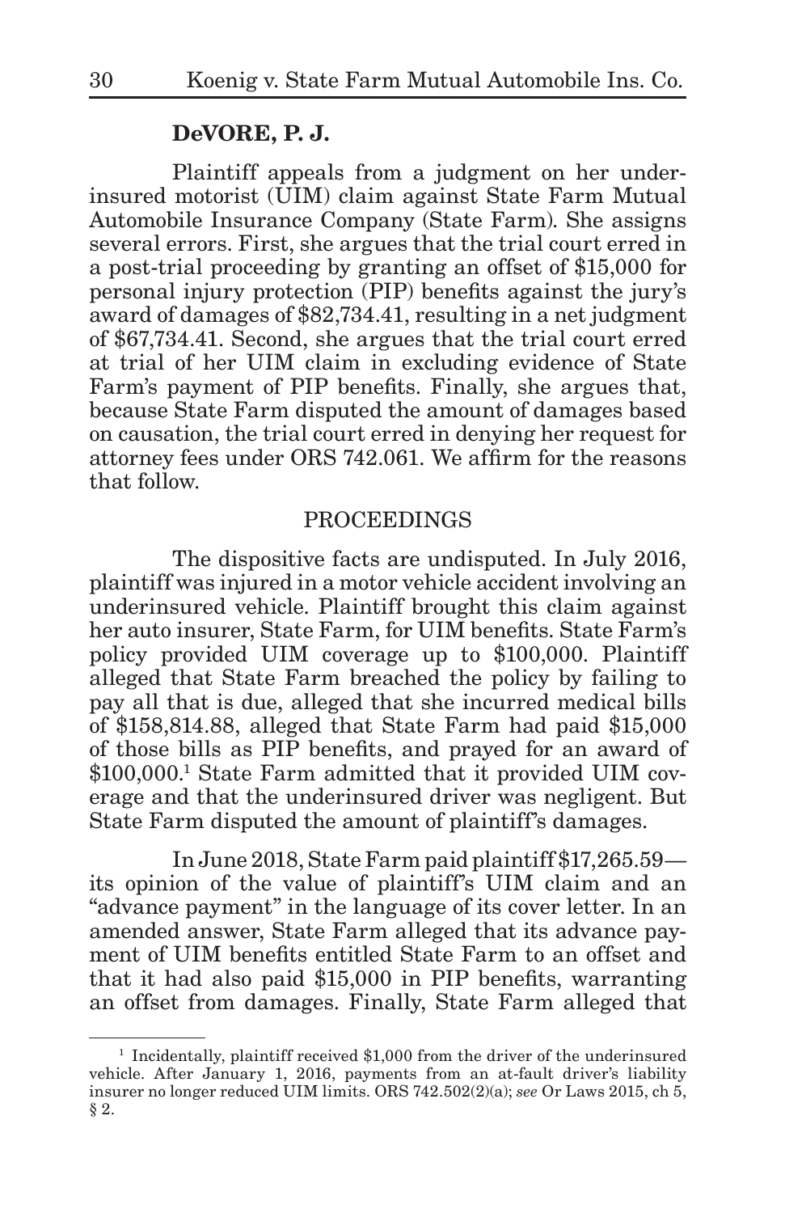**DeVORE, P. J.**

Plaintiff appeals from a judgment on her underinsured motorist (UIM) claim against State Farm Mutual Automobile Insurance Company (State Farm). She assigns several errors. First, she argues that the trial court erred in a post-trial proceeding by granting an offset of $15,000 for personal injury protection (PIP) benefits against the jury's award of damages of $82,734.41, resulting in a net judgment of $67,734.41. Second, she argues that the trial court erred at trial of her UIM claim in excluding evidence of State Farm's payment of PIP benefits. Finally, she argues that, because State Farm disputed the amount of damages based on causation, the trial court erred in denying her request for attorney fees under ORS 742.061. We affirm for the reasons that follow.

## PROCEEDINGS

The dispositive facts are undisputed. In July 2016, plaintiff was injured in a motor vehicle accident involving an underinsured vehicle. Plaintiff brought this claim against her auto insurer, State Farm, for UIM benefits. State Farm's policy provided UIM coverage up to $100,000. Plaintiff alleged that State Farm breached the policy by failing to pay all that is due, alleged that she incurred medical bills of $158,814.88, alleged that State Farm had paid $15,000 of those bills as PIP benefits, and prayed for an award of $100,000.[1] State Farm admitted that it provided UIM coverage and that the underinsured driver was negligent. But State Farm disputed the amount of plaintiff's damages.

In June 2018, State Farm paid plaintiff $17,265.59—its opinion of the value of plaintiff's UIM claim and an "advance payment" in the language of its cover letter. In an amended answer, State Farm alleged that its advance payment of UIM benefits entitled State Farm to an offset and that it had also paid $15,000 in PIP benefits, warranting an offset from damages. Finally, State Farm alleged that

---

[1] Incidentally, plaintiff received $1,000 from the driver of the underinsured vehicle. After January 1, 2016, payments from an at-fault driver's liability insurer no longer reduced UIM limits. ORS 742.502(2)(a); *see* Or Laws 2015, ch 5, § 2.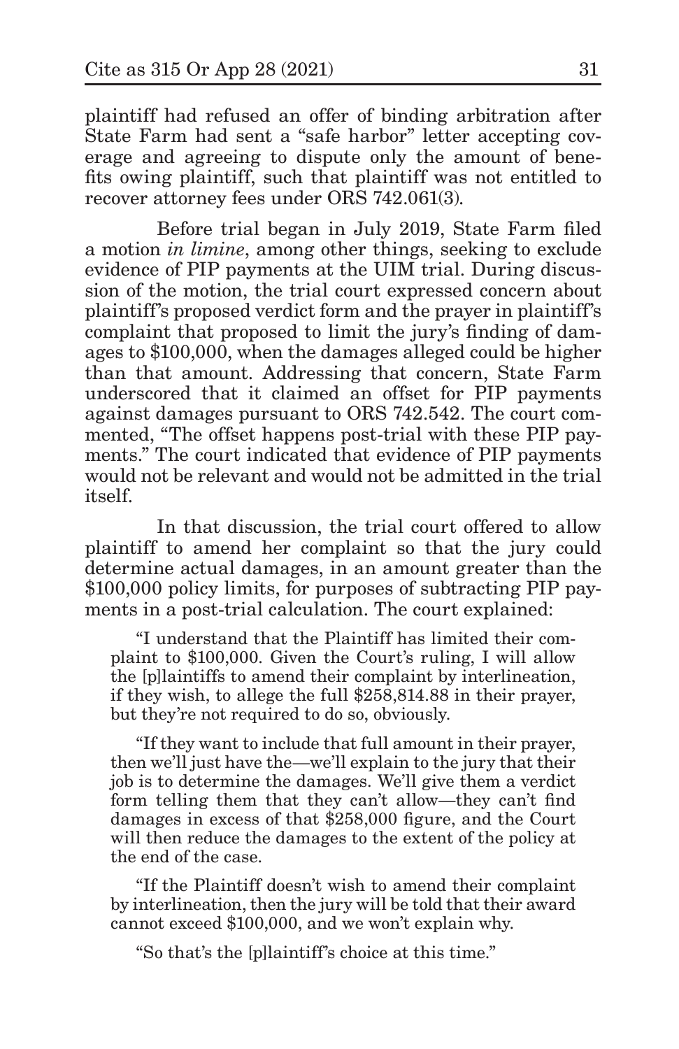plaintiff had refused an offer of binding arbitration after State Farm had sent a "safe harbor" letter accepting coverage and agreeing to dispute only the amount of benefits owing plaintiff, such that plaintiff was not entitled to recover attorney fees under ORS 742.061(3).

Before trial began in July 2019, State Farm filed a motion *in limine*, among other things, seeking to exclude evidence of PIP payments at the UIM trial. During discussion of the motion, the trial court expressed concern about plaintiff's proposed verdict form and the prayer in plaintiff's complaint that proposed to limit the jury's finding of damages to $100,000, when the damages alleged could be higher than that amount. Addressing that concern, State Farm underscored that it claimed an offset for PIP payments against damages pursuant to ORS 742.542. The court commented, "The offset happens post-trial with these PIP payments." The court indicated that evidence of PIP payments would not be relevant and would not be admitted in the trial itself.

In that discussion, the trial court offered to allow plaintiff to amend her complaint so that the jury could determine actual damages, in an amount greater than the $100,000 policy limits, for purposes of subtracting PIP payments in a post-trial calculation. The court explained:

> "I understand that the Plaintiff has limited their complaint to $100,000. Given the Court's ruling, I will allow the [p]laintiffs to amend their complaint by interlineation, if they wish, to allege the full $258,814.88 in their prayer, but they're not required to do so, obviously.
>
> "If they want to include that full amount in their prayer, then we'll just have the—we'll explain to the jury that their job is to determine the damages. We'll give them a verdict form telling them that they can't allow—they can't find damages in excess of that $258,000 figure, and the Court will then reduce the damages to the extent of the policy at the end of the case.
>
> "If the Plaintiff doesn't wish to amend their complaint by interlineation, then the jury will be told that their award cannot exceed $100,000, and we won't explain why.
>
> "So that's the [p]laintiff's choice at this time."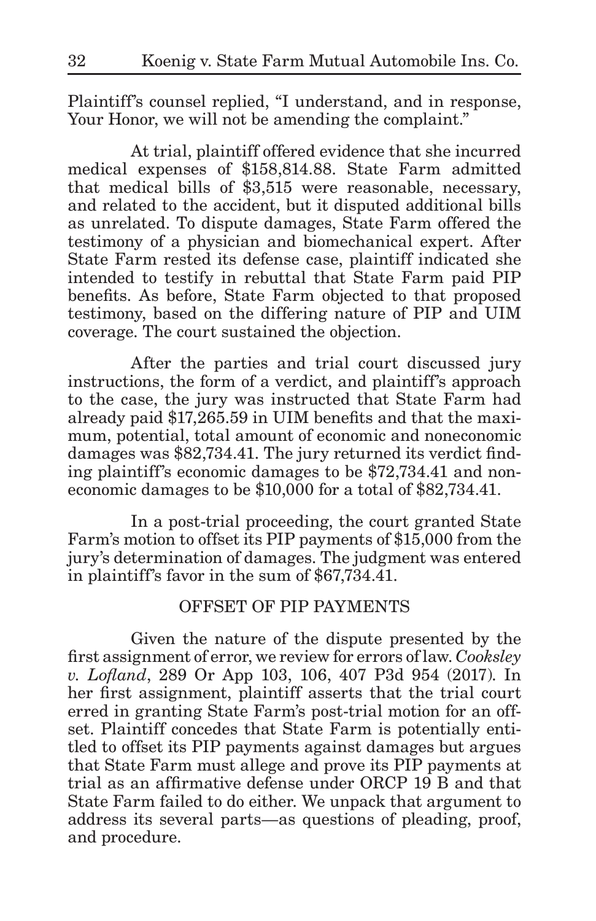Plaintiff's counsel replied, "I understand, and in response, Your Honor, we will not be amending the complaint."

At trial, plaintiff offered evidence that she incurred medical expenses of $158,814.88. State Farm admitted that medical bills of $3,515 were reasonable, necessary, and related to the accident, but it disputed additional bills as unrelated. To dispute damages, State Farm offered the testimony of a physician and biomechanical expert. After State Farm rested its defense case, plaintiff indicated she intended to testify in rebuttal that State Farm paid PIP benefits. As before, State Farm objected to that proposed testimony, based on the differing nature of PIP and UIM coverage. The court sustained the objection.

After the parties and trial court discussed jury instructions, the form of a verdict, and plaintiff's approach to the case, the jury was instructed that State Farm had already paid $17,265.59 in UIM benefits and that the maximum, potential, total amount of economic and noneconomic damages was $82,734.41. The jury returned its verdict finding plaintiff's economic damages to be $72,734.41 and noneconomic damages to be $10,000 for a total of $82,734.41.

In a post-trial proceeding, the court granted State Farm's motion to offset its PIP payments of $15,000 from the jury's determination of damages. The judgment was entered in plaintiff's favor in the sum of $67,734.41.

## OFFSET OF PIP PAYMENTS

Given the nature of the dispute presented by the first assignment of error, we review for errors of law. *Cooksley v. Lofland*, 289 Or App 103, 106, 407 P3d 954 (2017). In her first assignment, plaintiff asserts that the trial court erred in granting State Farm's post-trial motion for an offset. Plaintiff concedes that State Farm is potentially entitled to offset its PIP payments against damages but argues that State Farm must allege and prove its PIP payments at trial as an affirmative defense under ORCP 19 B and that State Farm failed to do either. We unpack that argument to address its several parts—as questions of pleading, proof, and procedure.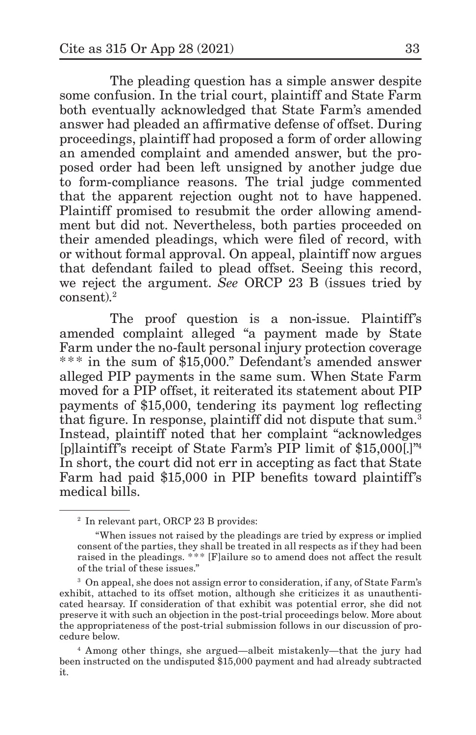The pleading question has a simple answer despite some confusion. In the trial court, plaintiff and State Farm both eventually acknowledged that State Farm's amended answer had pleaded an affirmative defense of offset. During proceedings, plaintiff had proposed a form of order allowing an amended complaint and amended answer, but the proposed order had been left unsigned by another judge due to form-compliance reasons. The trial judge commented that the apparent rejection ought not to have happened. Plaintiff promised to resubmit the order allowing amendment but did not. Nevertheless, both parties proceeded on their amended pleadings, which were filed of record, with or without formal approval. On appeal, plaintiff now argues that defendant failed to plead offset. Seeing this record, we reject the argument. *See* ORCP 23 B (issues tried by consent).[2]

The proof question is a non-issue. Plaintiff's amended complaint alleged "a payment made by State Farm under the no-fault personal injury protection coverage *** in the sum of $15,000." Defendant's amended answer alleged PIP payments in the same sum. When State Farm moved for a PIP offset, it reiterated its statement about PIP payments of $15,000, tendering its payment log reflecting that figure. In response, plaintiff did not dispute that sum.[3] Instead, plaintiff noted that her complaint "acknowledges [p]laintiff's receipt of State Farm's PIP limit of $15,000[.]"[4] In short, the court did not err in accepting as fact that State Farm had paid $15,000 in PIP benefits toward plaintiff's medical bills.

---

[2] In relevant part, ORCP 23 B provides:

"When issues not raised by the pleadings are tried by express or implied consent of the parties, they shall be treated in all respects as if they had been raised in the pleadings. *** [F]ailure so to amend does not affect the result of the trial of these issues."

[3] On appeal, she does not assign error to consideration, if any, of State Farm's exhibit, attached to its offset motion, although she criticizes it as unauthenticated hearsay. If consideration of that exhibit was potential error, she did not preserve it with such an objection in the post-trial proceedings below. More about the appropriateness of the post-trial submission follows in our discussion of procedure below.

[4] Among other things, she argued—albeit mistakenly—that the jury had been instructed on the undisputed $15,000 payment and had already subtracted it.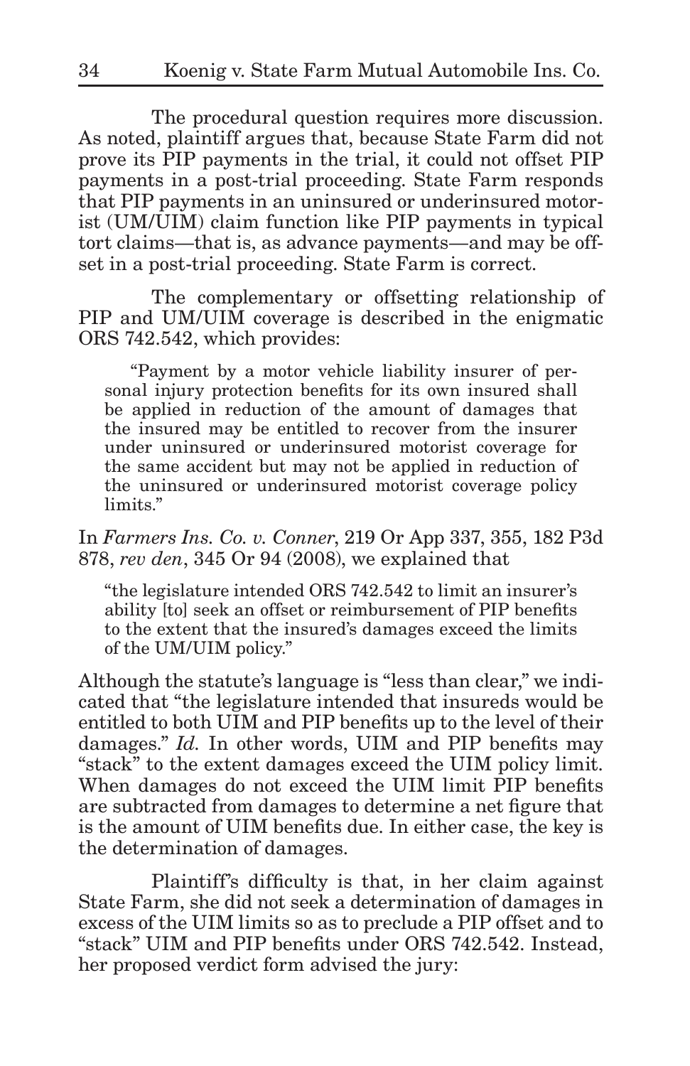The procedural question requires more discussion. As noted, plaintiff argues that, because State Farm did not prove its PIP payments in the trial, it could not offset PIP payments in a post-trial proceeding. State Farm responds that PIP payments in an uninsured or underinsured motorist (UM/UIM) claim function like PIP payments in typical tort claims—that is, as advance payments—and may be offset in a post-trial proceeding. State Farm is correct.

The complementary or offsetting relationship of PIP and UM/UIM coverage is described in the enigmatic ORS 742.542, which provides:

> "Payment by a motor vehicle liability insurer of personal injury protection benefits for its own insured shall be applied in reduction of the amount of damages that the insured may be entitled to recover from the insurer under uninsured or underinsured motorist coverage for the same accident but may not be applied in reduction of the uninsured or underinsured motorist coverage policy limits."

In *Farmers Ins. Co. v. Conner*, 219 Or App 337, 355, 182 P3d 878, *rev den*, 345 Or 94 (2008), we explained that

> "the legislature intended ORS 742.542 to limit an insurer's ability [to] seek an offset or reimbursement of PIP benefits to the extent that the insured's damages exceed the limits of the UM/UIM policy."

Although the statute's language is "less than clear," we indicated that "the legislature intended that insureds would be entitled to both UIM and PIP benefits up to the level of their damages." *Id.* In other words, UIM and PIP benefits may "stack" to the extent damages exceed the UIM policy limit. When damages do not exceed the UIM limit PIP benefits are subtracted from damages to determine a net figure that is the amount of UIM benefits due. In either case, the key is the determination of damages.

Plaintiff's difficulty is that, in her claim against State Farm, she did not seek a determination of damages in excess of the UIM limits so as to preclude a PIP offset and to "stack" UIM and PIP benefits under ORS 742.542. Instead, her proposed verdict form advised the jury: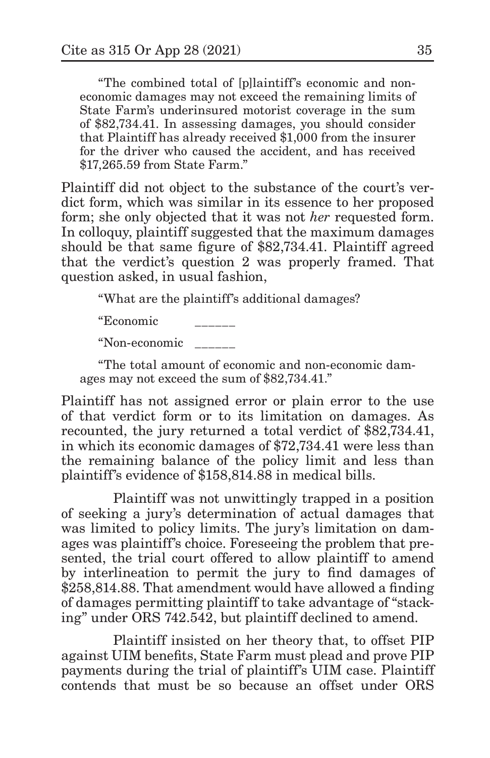"The combined total of [p]laintiff's economic and non-economic damages may not exceed the remaining limits of State Farm's underinsured motorist coverage in the sum of $82,734.41. In assessing damages, you should consider that Plaintiff has already received $1,000 from the insurer for the driver who caused the accident, and has received $17,265.59 from State Farm."

Plaintiff did not object to the substance of the court's verdict form, which was similar in its essence to her proposed form; she only objected that it was not *her* requested form. In colloquy, plaintiff suggested that the maximum damages should be that same figure of $82,734.41. Plaintiff agreed that the verdict's question 2 was properly framed. That question asked, in usual fashion,

> "What are the plaintiff's additional damages?
>
> "Economic ______
>
> "Non-economic ______
>
> "The total amount of economic and non-economic damages may not exceed the sum of $82,734.41."

Plaintiff has not assigned error or plain error to the use of that verdict form or to its limitation on damages. As recounted, the jury returned a total verdict of $82,734.41, in which its economic damages of $72,734.41 were less than the remaining balance of the policy limit and less than plaintiff's evidence of $158,814.88 in medical bills.

Plaintiff was not unwittingly trapped in a position of seeking a jury's determination of actual damages that was limited to policy limits. The jury's limitation on damages was plaintiff's choice. Foreseeing the problem that presented, the trial court offered to allow plaintiff to amend by interlineation to permit the jury to find damages of $258,814.88. That amendment would have allowed a finding of damages permitting plaintiff to take advantage of "stacking" under ORS 742.542, but plaintiff declined to amend.

Plaintiff insisted on her theory that, to offset PIP against UIM benefits, State Farm must plead and prove PIP payments during the trial of plaintiff's UIM case. Plaintiff contends that must be so because an offset under ORS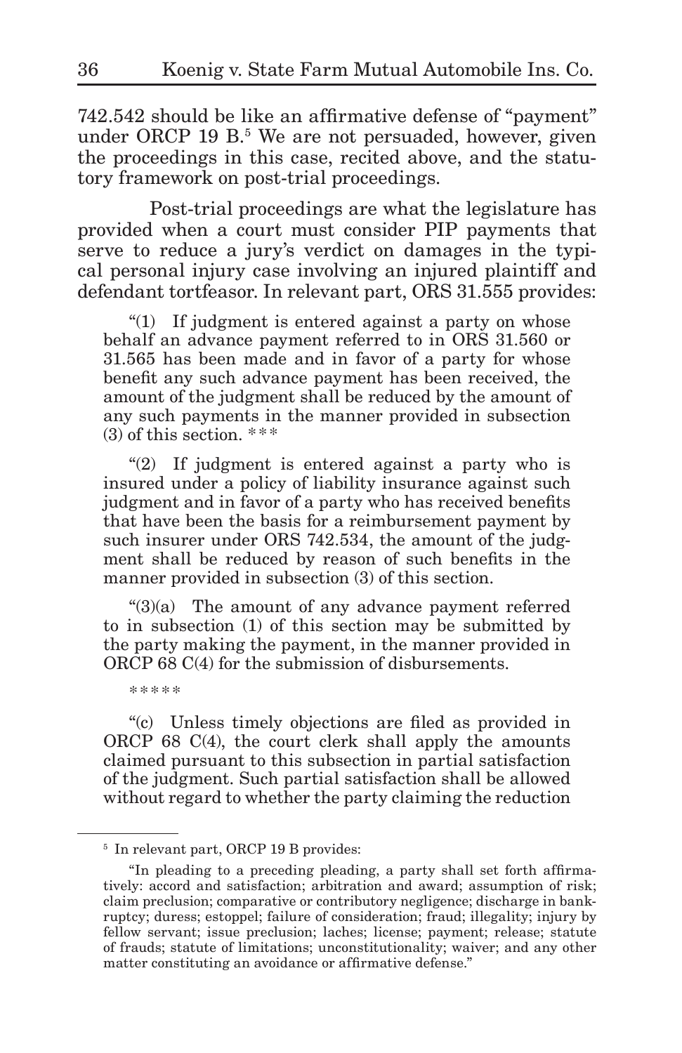742.542 should be like an affirmative defense of "payment" under ORCP 19 B.[5] We are not persuaded, however, given the proceedings in this case, recited above, and the statutory framework on post-trial proceedings.

Post-trial proceedings are what the legislature has provided when a court must consider PIP payments that serve to reduce a jury's verdict on damages in the typical personal injury case involving an injured plaintiff and defendant tortfeasor. In relevant part, ORS 31.555 provides:

> "(1) If judgment is entered against a party on whose behalf an advance payment referred to in ORS 31.560 or 31.565 has been made and in favor of a party for whose benefit any such advance payment has been received, the amount of the judgment shall be reduced by the amount of any such payments in the manner provided in subsection (3) of this section. * * *
>
> "(2) If judgment is entered against a party who is insured under a policy of liability insurance against such judgment and in favor of a party who has received benefits that have been the basis for a reimbursement payment by such insurer under ORS 742.534, the amount of the judgment shall be reduced by reason of such benefits in the manner provided in subsection (3) of this section.
>
> "(3)(a) The amount of any advance payment referred to in subsection (1) of this section may be submitted by the party making the payment, in the manner provided in ORCP 68 C(4) for the submission of disbursements.
>
> \* \* \* \* \*
>
> "(c) Unless timely objections are filed as provided in ORCP 68 C(4), the court clerk shall apply the amounts claimed pursuant to this subsection in partial satisfaction of the judgment. Such partial satisfaction shall be allowed without regard to whether the party claiming the reduction

---

[5] In relevant part, ORCP 19 B provides:

"In pleading to a preceding pleading, a party shall set forth affirmatively: accord and satisfaction; arbitration and award; assumption of risk; claim preclusion; comparative or contributory negligence; discharge in bankruptcy; duress; estoppel; failure of consideration; fraud; illegality; injury by fellow servant; issue preclusion; laches; license; payment; release; statute of frauds; statute of limitations; unconstitutionality; waiver; and any other matter constituting an avoidance or affirmative defense."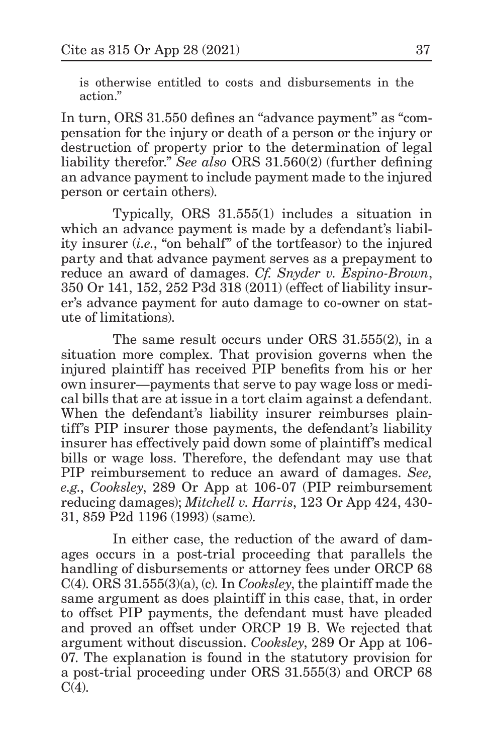is otherwise entitled to costs and disbursements in the action."

In turn, ORS 31.550 defines an "advance payment" as "compensation for the injury or death of a person or the injury or destruction of property prior to the determination of legal liability therefor." *See also* ORS 31.560(2) (further defining an advance payment to include payment made to the injured person or certain others).

Typically, ORS 31.555(1) includes a situation in which an advance payment is made by a defendant's liability insurer (*i.e.*, "on behalf" of the tortfeasor) to the injured party and that advance payment serves as a prepayment to reduce an award of damages. *Cf. Snyder v. Espino-Brown*, 350 Or 141, 152, 252 P3d 318 (2011) (effect of liability insurer's advance payment for auto damage to co-owner on statute of limitations).

The same result occurs under ORS 31.555(2), in a situation more complex. That provision governs when the injured plaintiff has received PIP benefits from his or her own insurer—payments that serve to pay wage loss or medical bills that are at issue in a tort claim against a defendant. When the defendant's liability insurer reimburses plaintiff's PIP insurer those payments, the defendant's liability insurer has effectively paid down some of plaintiff's medical bills or wage loss. Therefore, the defendant may use that PIP reimbursement to reduce an award of damages. *See, e.g.*, *Cooksley*, 289 Or App at 106-07 (PIP reimbursement reducing damages); *Mitchell v. Harris*, 123 Or App 424, 430-31, 859 P2d 1196 (1993) (same).

In either case, the reduction of the award of damages occurs in a post-trial proceeding that parallels the handling of disbursements or attorney fees under ORCP 68 C(4). ORS 31.555(3)(a), (c). In *Cooksley*, the plaintiff made the same argument as does plaintiff in this case, that, in order to offset PIP payments, the defendant must have pleaded and proved an offset under ORCP 19 B. We rejected that argument without discussion. *Cooksley*, 289 Or App at 106-07. The explanation is found in the statutory provision for a post-trial proceeding under ORS 31.555(3) and ORCP 68 C(4).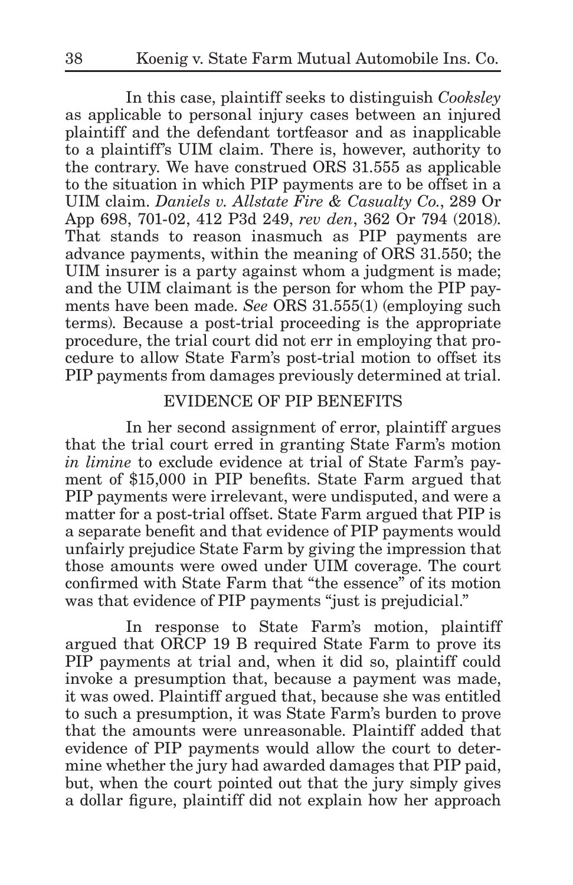In this case, plaintiff seeks to distinguish *Cooksley* as applicable to personal injury cases between an injured plaintiff and the defendant tortfeasor and as inapplicable to a plaintiff's UIM claim. There is, however, authority to the contrary. We have construed ORS 31.555 as applicable to the situation in which PIP payments are to be offset in a UIM claim. *Daniels v. Allstate Fire & Casualty Co.*, 289 Or App 698, 701-02, 412 P3d 249, *rev den*, 362 Or 794 (2018). That stands to reason inasmuch as PIP payments are advance payments, within the meaning of ORS 31.550; the UIM insurer is a party against whom a judgment is made; and the UIM claimant is the person for whom the PIP payments have been made. *See* ORS 31.555(1) (employing such terms). Because a post-trial proceeding is the appropriate procedure, the trial court did not err in employing that procedure to allow State Farm's post-trial motion to offset its PIP payments from damages previously determined at trial.

## EVIDENCE OF PIP BENEFITS

In her second assignment of error, plaintiff argues that the trial court erred in granting State Farm's motion *in limine* to exclude evidence at trial of State Farm's payment of $15,000 in PIP benefits. State Farm argued that PIP payments were irrelevant, were undisputed, and were a matter for a post-trial offset. State Farm argued that PIP is a separate benefit and that evidence of PIP payments would unfairly prejudice State Farm by giving the impression that those amounts were owed under UIM coverage. The court confirmed with State Farm that "the essence" of its motion was that evidence of PIP payments "just is prejudicial."

In response to State Farm's motion, plaintiff argued that ORCP 19 B required State Farm to prove its PIP payments at trial and, when it did so, plaintiff could invoke a presumption that, because a payment was made, it was owed. Plaintiff argued that, because she was entitled to such a presumption, it was State Farm's burden to prove that the amounts were unreasonable. Plaintiff added that evidence of PIP payments would allow the court to determine whether the jury had awarded damages that PIP paid, but, when the court pointed out that the jury simply gives a dollar figure, plaintiff did not explain how her approach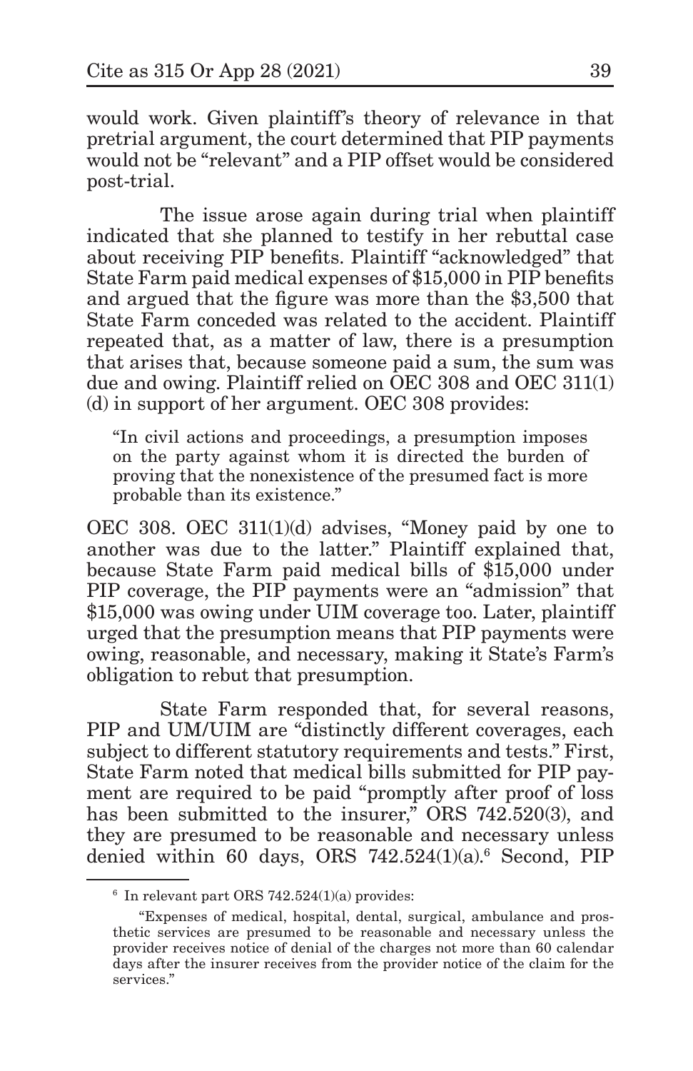would work. Given plaintiff's theory of relevance in that pretrial argument, the court determined that PIP payments would not be "relevant" and a PIP offset would be considered post-trial.

The issue arose again during trial when plaintiff indicated that she planned to testify in her rebuttal case about receiving PIP benefits. Plaintiff "acknowledged" that State Farm paid medical expenses of $15,000 in PIP benefits and argued that the figure was more than the $3,500 that State Farm conceded was related to the accident. Plaintiff repeated that, as a matter of law, there is a presumption that arises that, because someone paid a sum, the sum was due and owing. Plaintiff relied on OEC 308 and OEC 311(1)(d) in support of her argument. OEC 308 provides:

> "In civil actions and proceedings, a presumption imposes on the party against whom it is directed the burden of proving that the nonexistence of the presumed fact is more probable than its existence."

OEC 308. OEC 311(1)(d) advises, "Money paid by one to another was due to the latter." Plaintiff explained that, because State Farm paid medical bills of $15,000 under PIP coverage, the PIP payments were an "admission" that $15,000 was owing under UIM coverage too. Later, plaintiff urged that the presumption means that PIP payments were owing, reasonable, and necessary, making it State's Farm's obligation to rebut that presumption.

State Farm responded that, for several reasons, PIP and UM/UIM are "distinctly different coverages, each subject to different statutory requirements and tests." First, State Farm noted that medical bills submitted for PIP payment are required to be paid "promptly after proof of loss has been submitted to the insurer," ORS 742.520(3), and they are presumed to be reasonable and necessary unless denied within 60 days, ORS 742.524(1)(a).[6] Second, PIP

---

[6] In relevant part ORS 742.524(1)(a) provides:

> "Expenses of medical, hospital, dental, surgical, ambulance and prosthetic services are presumed to be reasonable and necessary unless the provider receives notice of denial of the charges not more than 60 calendar days after the insurer receives from the provider notice of the claim for the services."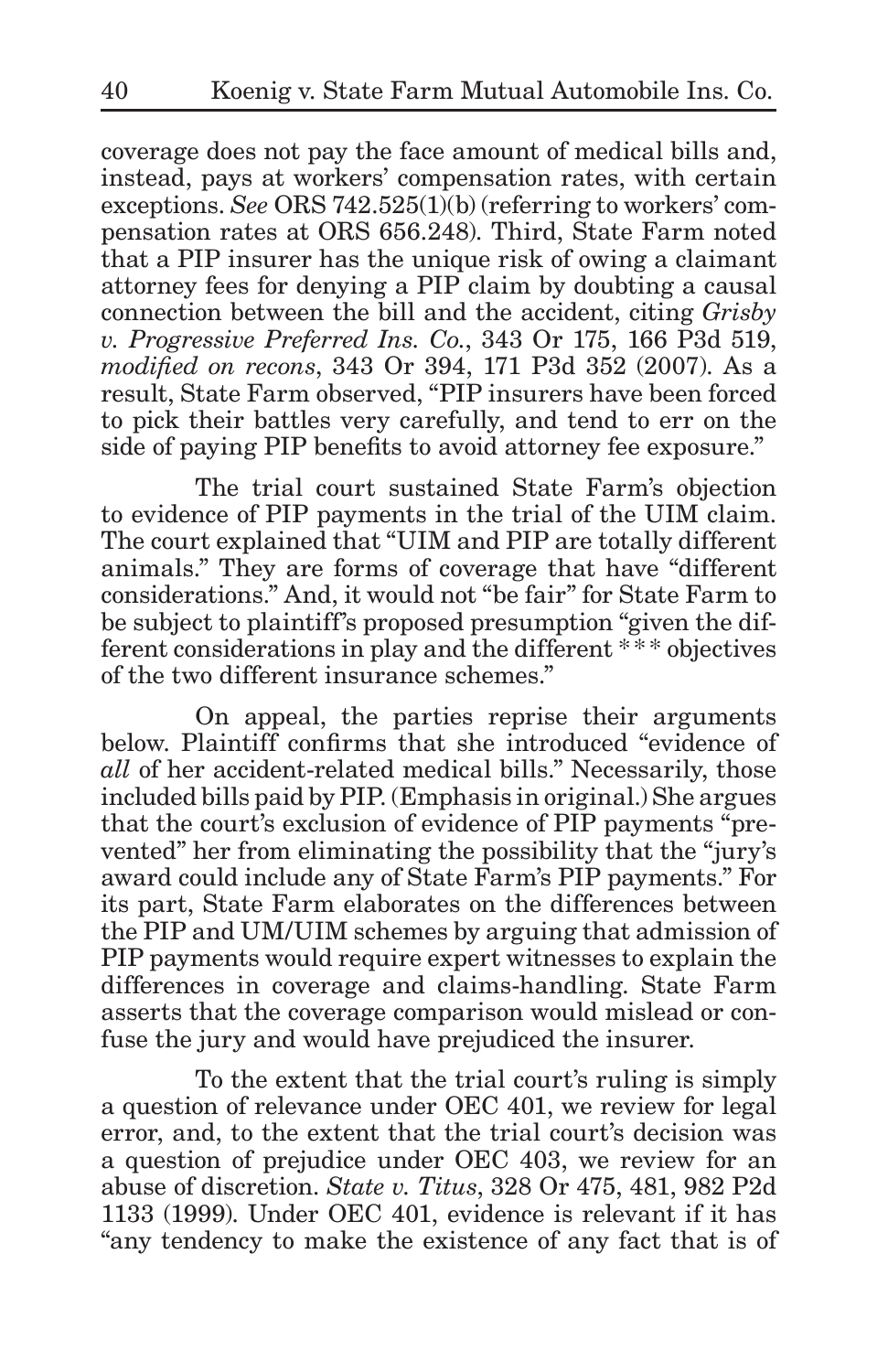coverage does not pay the face amount of medical bills and, instead, pays at workers' compensation rates, with certain exceptions. *See* ORS 742.525(1)(b) (referring to workers' compensation rates at ORS 656.248). Third, State Farm noted that a PIP insurer has the unique risk of owing a claimant attorney fees for denying a PIP claim by doubting a causal connection between the bill and the accident, citing *Grisby v. Progressive Preferred Ins. Co.*, 343 Or 175, 166 P3d 519, *modified on recons*, 343 Or 394, 171 P3d 352 (2007). As a result, State Farm observed, "PIP insurers have been forced to pick their battles very carefully, and tend to err on the side of paying PIP benefits to avoid attorney fee exposure."

The trial court sustained State Farm's objection to evidence of PIP payments in the trial of the UIM claim. The court explained that "UIM and PIP are totally different animals." They are forms of coverage that have "different considerations." And, it would not "be fair" for State Farm to be subject to plaintiff's proposed presumption "given the different considerations in play and the different * * * objectives of the two different insurance schemes."

On appeal, the parties reprise their arguments below. Plaintiff confirms that she introduced "evidence of *all* of her accident-related medical bills." Necessarily, those included bills paid by PIP. (Emphasis in original.) She argues that the court's exclusion of evidence of PIP payments "prevented" her from eliminating the possibility that the "jury's award could include any of State Farm's PIP payments." For its part, State Farm elaborates on the differences between the PIP and UM/UIM schemes by arguing that admission of PIP payments would require expert witnesses to explain the differences in coverage and claims-handling. State Farm asserts that the coverage comparison would mislead or confuse the jury and would have prejudiced the insurer.

To the extent that the trial court's ruling is simply a question of relevance under OEC 401, we review for legal error, and, to the extent that the trial court's decision was a question of prejudice under OEC 403, we review for an abuse of discretion. *State v. Titus*, 328 Or 475, 481, 982 P2d 1133 (1999). Under OEC 401, evidence is relevant if it has "any tendency to make the existence of any fact that is of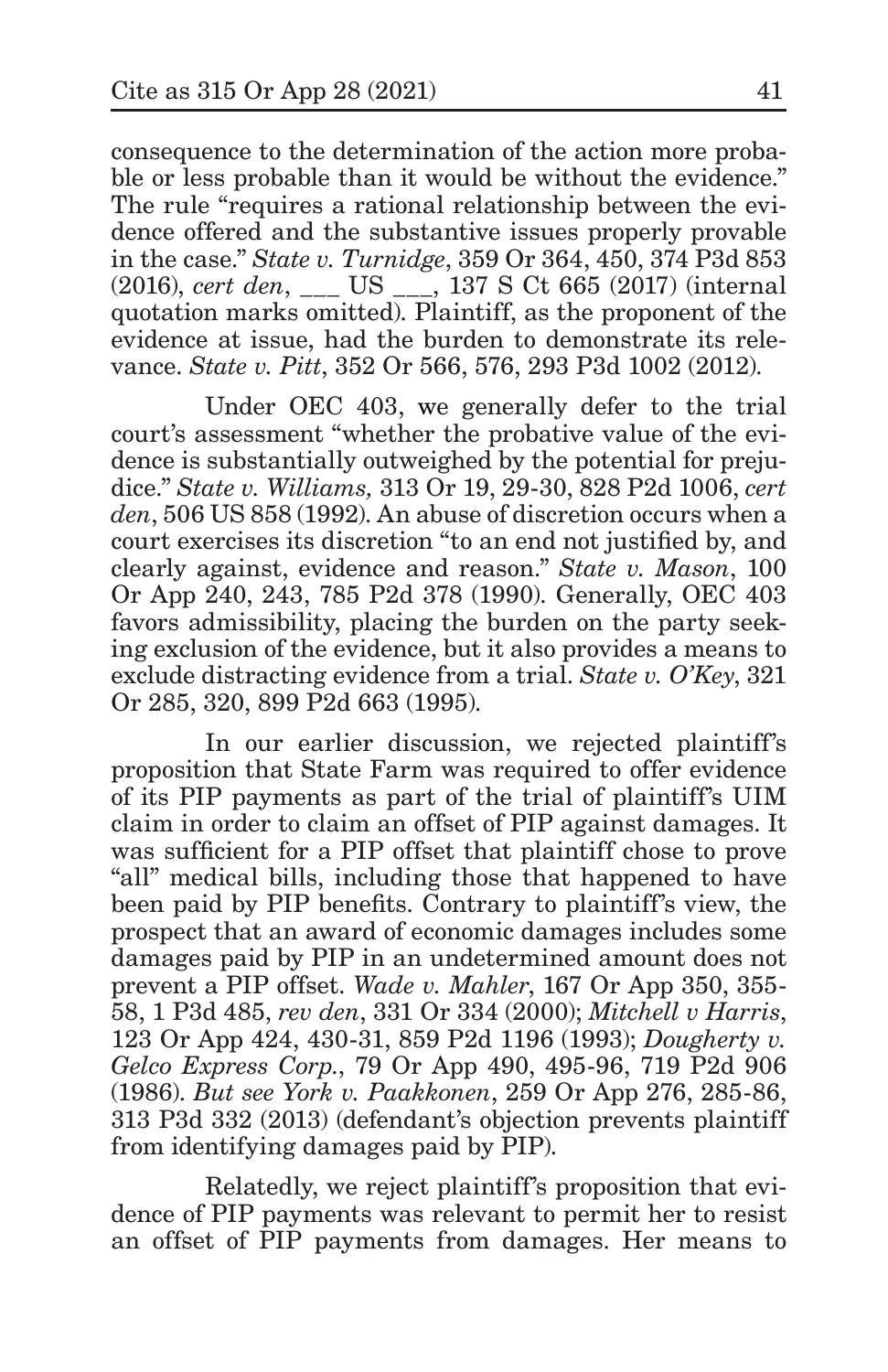consequence to the determination of the action more probable or less probable than it would be without the evidence." The rule "requires a rational relationship between the evidence offered and the substantive issues properly provable in the case." *State v. Turnidge*, 359 Or 364, 450, 374 P3d 853 (2016), *cert den*, ___ US ___, 137 S Ct 665 (2017) (internal quotation marks omitted). Plaintiff, as the proponent of the evidence at issue, had the burden to demonstrate its relevance. *State v. Pitt*, 352 Or 566, 576, 293 P3d 1002 (2012).

Under OEC 403, we generally defer to the trial court's assessment "whether the probative value of the evidence is substantially outweighed by the potential for prejudice." *State v. Williams,* 313 Or 19, 29-30, 828 P2d 1006, *cert den*, 506 US 858 (1992). An abuse of discretion occurs when a court exercises its discretion "to an end not justified by, and clearly against, evidence and reason." *State v. Mason*, 100 Or App 240, 243, 785 P2d 378 (1990). Generally, OEC 403 favors admissibility, placing the burden on the party seeking exclusion of the evidence, but it also provides a means to exclude distracting evidence from a trial. *State v. O'Key*, 321 Or 285, 320, 899 P2d 663 (1995).

In our earlier discussion, we rejected plaintiff's proposition that State Farm was required to offer evidence of its PIP payments as part of the trial of plaintiff's UIM claim in order to claim an offset of PIP against damages. It was sufficient for a PIP offset that plaintiff chose to prove "all" medical bills, including those that happened to have been paid by PIP benefits. Contrary to plaintiff's view, the prospect that an award of economic damages includes some damages paid by PIP in an undetermined amount does not prevent a PIP offset. *Wade v. Mahler*, 167 Or App 350, 355-58, 1 P3d 485, *rev den*, 331 Or 334 (2000); *Mitchell v Harris*, 123 Or App 424, 430-31, 859 P2d 1196 (1993); *Dougherty v. Gelco Express Corp.*, 79 Or App 490, 495-96, 719 P2d 906 (1986). *But see York v. Paakkonen*, 259 Or App 276, 285-86, 313 P3d 332 (2013) (defendant's objection prevents plaintiff from identifying damages paid by PIP).

Relatedly, we reject plaintiff's proposition that evidence of PIP payments was relevant to permit her to resist an offset of PIP payments from damages. Her means to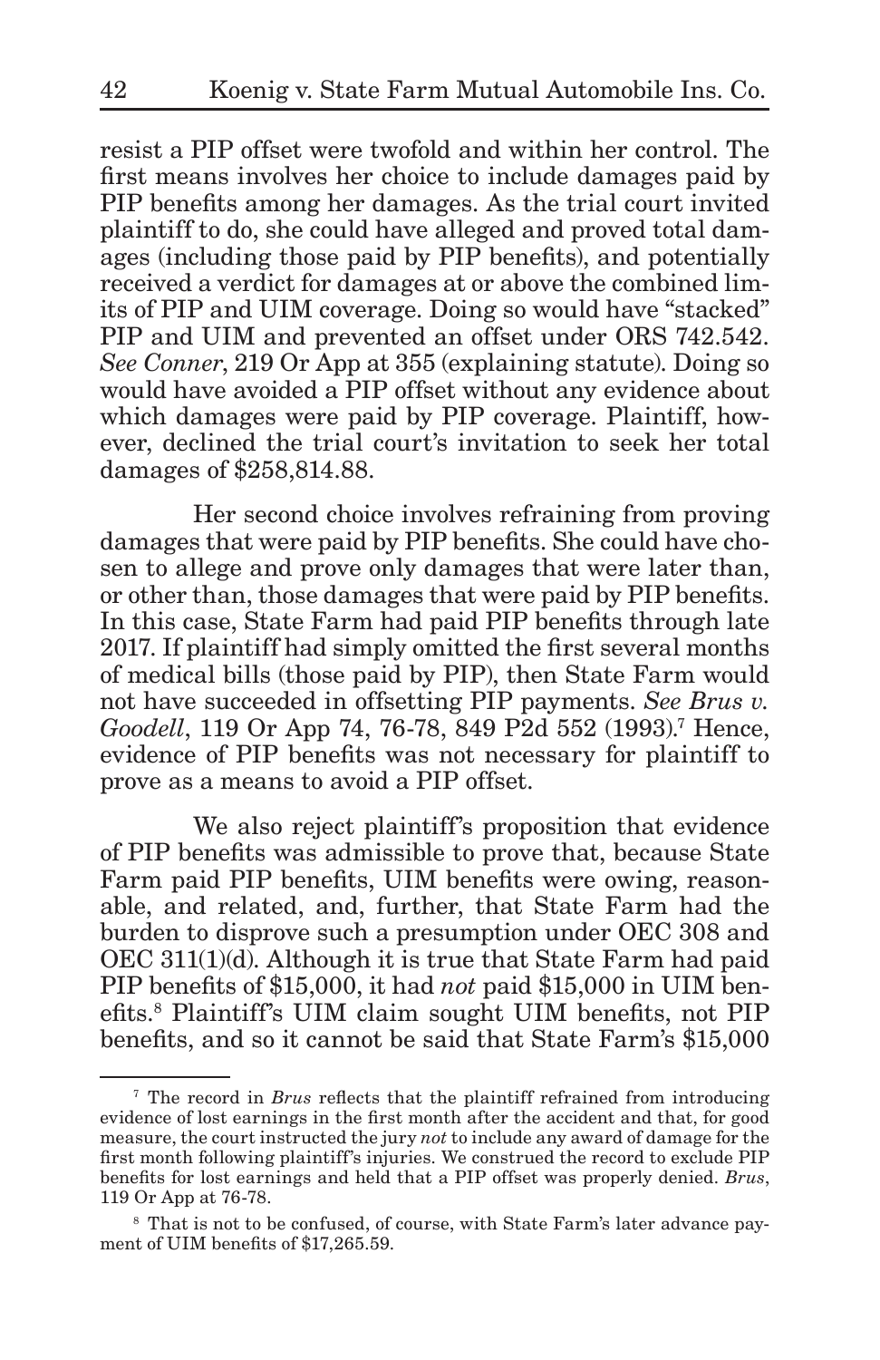resist a PIP offset were twofold and within her control. The first means involves her choice to include damages paid by PIP benefits among her damages. As the trial court invited plaintiff to do, she could have alleged and proved total damages (including those paid by PIP benefits), and potentially received a verdict for damages at or above the combined limits of PIP and UIM coverage. Doing so would have "stacked" PIP and UIM and prevented an offset under ORS 742.542. *See Conner*, 219 Or App at 355 (explaining statute). Doing so would have avoided a PIP offset without any evidence about which damages were paid by PIP coverage. Plaintiff, however, declined the trial court's invitation to seek her total damages of $258,814.88.

Her second choice involves refraining from proving damages that were paid by PIP benefits. She could have chosen to allege and prove only damages that were later than, or other than, those damages that were paid by PIP benefits. In this case, State Farm had paid PIP benefits through late 2017. If plaintiff had simply omitted the first several months of medical bills (those paid by PIP), then State Farm would not have succeeded in offsetting PIP payments. *See Brus v. Goodell*, 119 Or App 74, 76-78, 849 P2d 552 (1993).[7] Hence, evidence of PIP benefits was not necessary for plaintiff to prove as a means to avoid a PIP offset.

We also reject plaintiff's proposition that evidence of PIP benefits was admissible to prove that, because State Farm paid PIP benefits, UIM benefits were owing, reasonable, and related, and, further, that State Farm had the burden to disprove such a presumption under OEC 308 and OEC 311(1)(d). Although it is true that State Farm had paid PIP benefits of $15,000, it had *not* paid $15,000 in UIM benefits.[8] Plaintiff's UIM claim sought UIM benefits, not PIP benefits, and so it cannot be said that State Farm's $15,000

---

[7] The record in *Brus* reflects that the plaintiff refrained from introducing evidence of lost earnings in the first month after the accident and that, for good measure, the court instructed the jury *not* to include any award of damage for the first month following plaintiff's injuries. We construed the record to exclude PIP benefits for lost earnings and held that a PIP offset was properly denied. *Brus*, 119 Or App at 76-78.

[8] That is not to be confused, of course, with State Farm's later advance payment of UIM benefits of $17,265.59.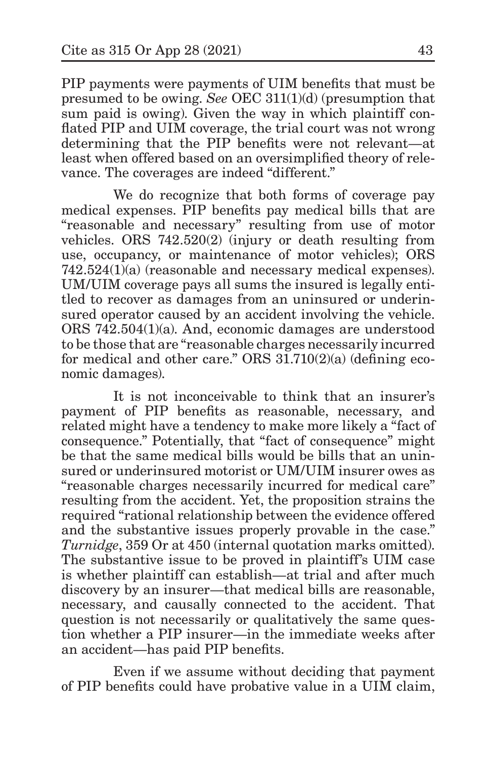PIP payments were payments of UIM benefits that must be presumed to be owing. *See* OEC 311(1)(d) (presumption that sum paid is owing). Given the way in which plaintiff conflated PIP and UIM coverage, the trial court was not wrong determining that the PIP benefits were not relevant—at least when offered based on an oversimplified theory of relevance. The coverages are indeed "different."

We do recognize that both forms of coverage pay medical expenses. PIP benefits pay medical bills that are "reasonable and necessary" resulting from use of motor vehicles. ORS 742.520(2) (injury or death resulting from use, occupancy, or maintenance of motor vehicles); ORS 742.524(1)(a) (reasonable and necessary medical expenses). UM/UIM coverage pays all sums the insured is legally entitled to recover as damages from an uninsured or underinsured operator caused by an accident involving the vehicle. ORS 742.504(1)(a). And, economic damages are understood to be those that are "reasonable charges necessarily incurred for medical and other care." ORS 31.710(2)(a) (defining economic damages).

It is not inconceivable to think that an insurer's payment of PIP benefits as reasonable, necessary, and related might have a tendency to make more likely a "fact of consequence." Potentially, that "fact of consequence" might be that the same medical bills would be bills that an uninsured or underinsured motorist or UM/UIM insurer owes as "reasonable charges necessarily incurred for medical care" resulting from the accident. Yet, the proposition strains the required "rational relationship between the evidence offered and the substantive issues properly provable in the case." *Turnidge*, 359 Or at 450 (internal quotation marks omitted). The substantive issue to be proved in plaintiff's UIM case is whether plaintiff can establish—at trial and after much discovery by an insurer—that medical bills are reasonable, necessary, and causally connected to the accident. That question is not necessarily or qualitatively the same question whether a PIP insurer—in the immediate weeks after an accident—has paid PIP benefits.

Even if we assume without deciding that payment of PIP benefits could have probative value in a UIM claim,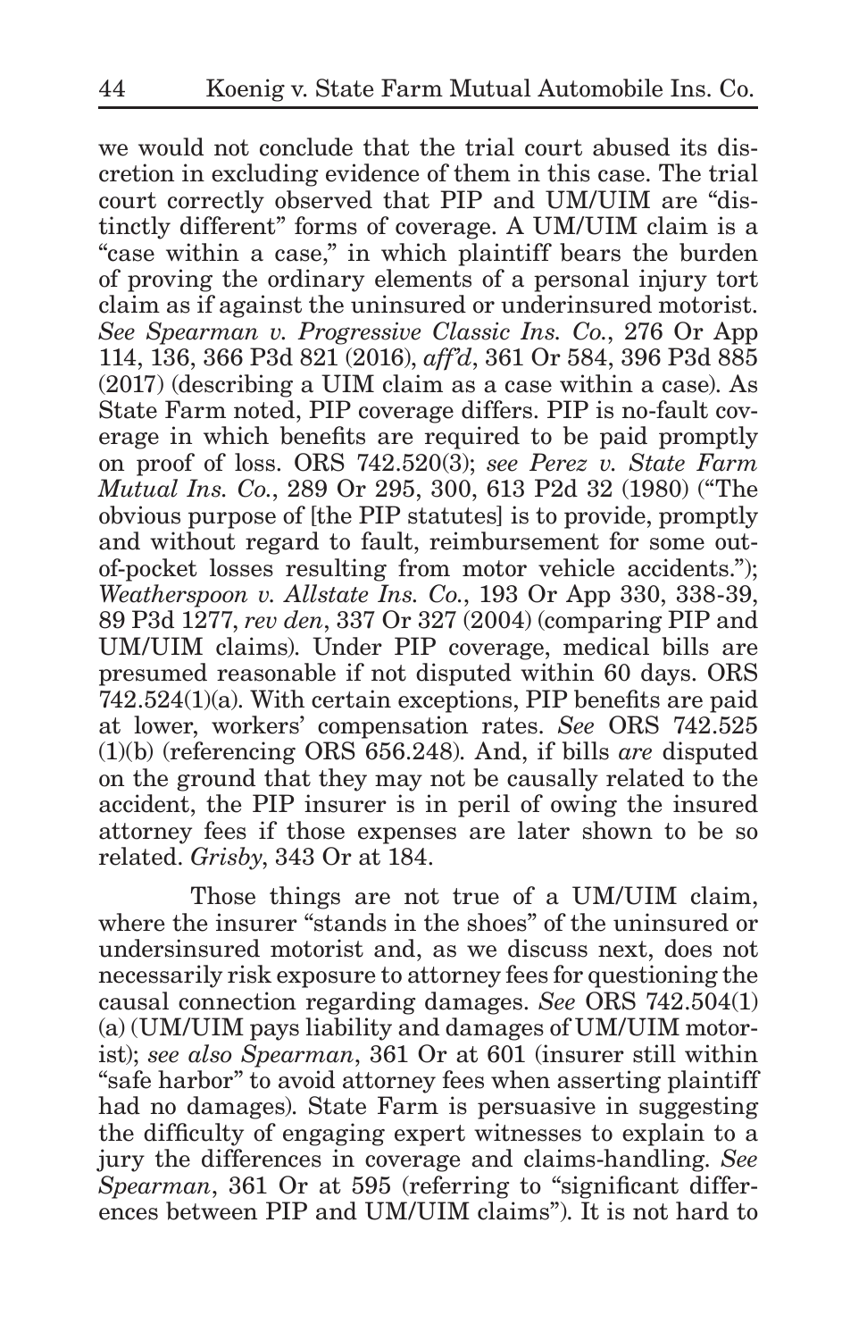we would not conclude that the trial court abused its discretion in excluding evidence of them in this case. The trial court correctly observed that PIP and UM/UIM are "distinctly different" forms of coverage. A UM/UIM claim is a "case within a case," in which plaintiff bears the burden of proving the ordinary elements of a personal injury tort claim as if against the uninsured or underinsured motorist. *See Spearman v. Progressive Classic Ins. Co.*, 276 Or App 114, 136, 366 P3d 821 (2016), *aff'd*, 361 Or 584, 396 P3d 885 (2017) (describing a UIM claim as a case within a case). As State Farm noted, PIP coverage differs. PIP is no-fault coverage in which benefits are required to be paid promptly on proof of loss. ORS 742.520(3); *see Perez v. State Farm Mutual Ins. Co.*, 289 Or 295, 300, 613 P2d 32 (1980) ("The obvious purpose of [the PIP statutes] is to provide, promptly and without regard to fault, reimbursement for some out-of-pocket losses resulting from motor vehicle accidents."); *Weatherspoon v. Allstate Ins. Co.*, 193 Or App 330, 338-39, 89 P3d 1277, *rev den*, 337 Or 327 (2004) (comparing PIP and UM/UIM claims). Under PIP coverage, medical bills are presumed reasonable if not disputed within 60 days. ORS 742.524(1)(a). With certain exceptions, PIP benefits are paid at lower, workers' compensation rates. *See* ORS 742.525 (1)(b) (referencing ORS 656.248). And, if bills *are* disputed on the ground that they may not be causally related to the accident, the PIP insurer is in peril of owing the insured attorney fees if those expenses are later shown to be so related. *Grisby*, 343 Or at 184.

Those things are not true of a UM/UIM claim, where the insurer "stands in the shoes" of the uninsured or undersinsured motorist and, as we discuss next, does not necessarily risk exposure to attorney fees for questioning the causal connection regarding damages. *See* ORS 742.504(1)(a) (UM/UIM pays liability and damages of UM/UIM motorist); *see also Spearman*, 361 Or at 601 (insurer still within "safe harbor" to avoid attorney fees when asserting plaintiff had no damages). State Farm is persuasive in suggesting the difficulty of engaging expert witnesses to explain to a jury the differences in coverage and claims-handling. *See Spearman*, 361 Or at 595 (referring to "significant differences between PIP and UM/UIM claims"). It is not hard to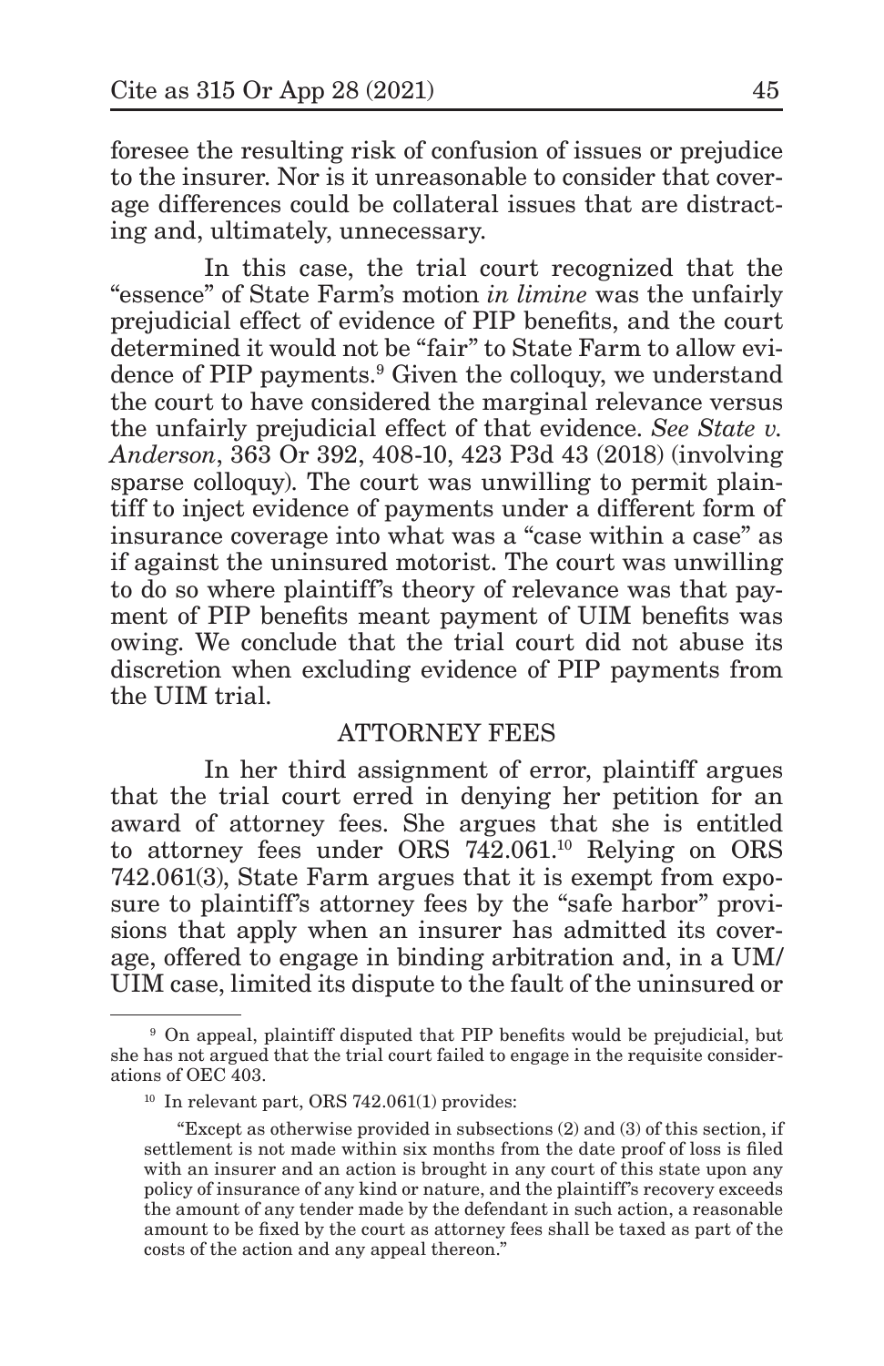foresee the resulting risk of confusion of issues or prejudice to the insurer. Nor is it unreasonable to consider that coverage differences could be collateral issues that are distracting and, ultimately, unnecessary.

In this case, the trial court recognized that the "essence" of State Farm's motion *in limine* was the unfairly prejudicial effect of evidence of PIP benefits, and the court determined it would not be "fair" to State Farm to allow evidence of PIP payments.[9] Given the colloquy, we understand the court to have considered the marginal relevance versus the unfairly prejudicial effect of that evidence. *See State v. Anderson*, 363 Or 392, 408-10, 423 P3d 43 (2018) (involving sparse colloquy). The court was unwilling to permit plaintiff to inject evidence of payments under a different form of insurance coverage into what was a "case within a case" as if against the uninsured motorist. The court was unwilling to do so where plaintiff's theory of relevance was that payment of PIP benefits meant payment of UIM benefits was owing. We conclude that the trial court did not abuse its discretion when excluding evidence of PIP payments from the UIM trial.

## ATTORNEY FEES

In her third assignment of error, plaintiff argues that the trial court erred in denying her petition for an award of attorney fees. She argues that she is entitled to attorney fees under ORS 742.061.[10] Relying on ORS 742.061(3), State Farm argues that it is exempt from exposure to plaintiff's attorney fees by the "safe harbor" provisions that apply when an insurer has admitted its coverage, offered to engage in binding arbitration and, in a UM/UIM case, limited its dispute to the fault of the uninsured or

---

[9] On appeal, plaintiff disputed that PIP benefits would be prejudicial, but she has not argued that the trial court failed to engage in the requisite considerations of OEC 403.

[10] In relevant part, ORS 742.061(1) provides:

"Except as otherwise provided in subsections (2) and (3) of this section, if settlement is not made within six months from the date proof of loss is filed with an insurer and an action is brought in any court of this state upon any policy of insurance of any kind or nature, and the plaintiff's recovery exceeds the amount of any tender made by the defendant in such action, a reasonable amount to be fixed by the court as attorney fees shall be taxed as part of the costs of the action and any appeal thereon."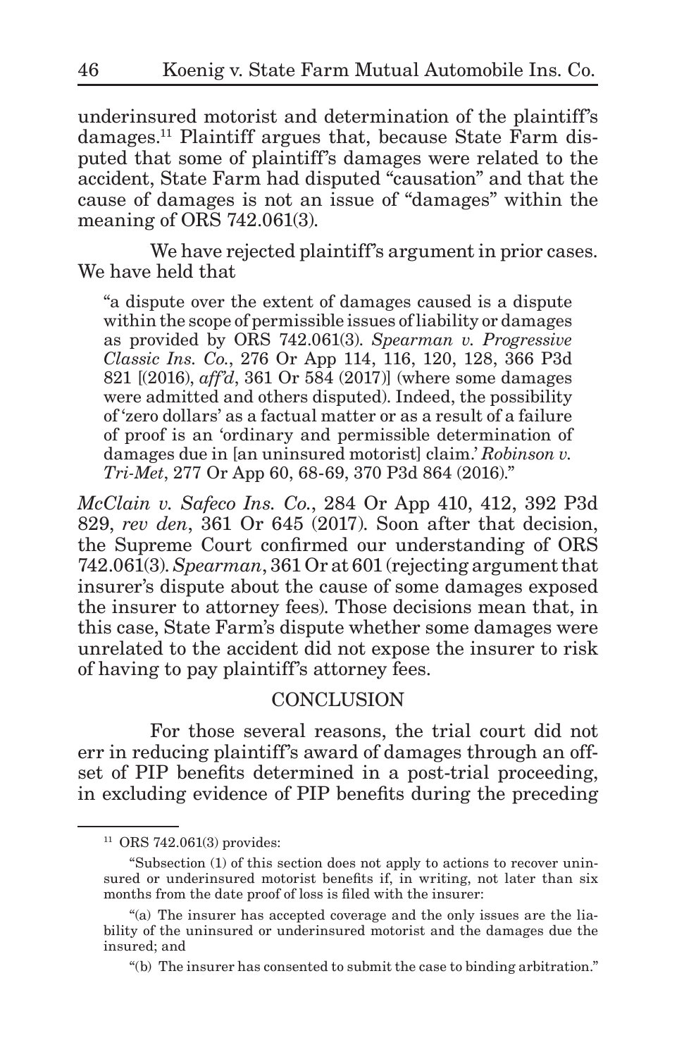underinsured motorist and determination of the plaintiff's damages.[11] Plaintiff argues that, because State Farm disputed that some of plaintiff's damages were related to the accident, State Farm had disputed "causation" and that the cause of damages is not an issue of "damages" within the meaning of ORS 742.061(3).

We have rejected plaintiff's argument in prior cases. We have held that

> "a dispute over the extent of damages caused is a dispute within the scope of permissible issues of liability or damages as provided by ORS 742.061(3). *Spearman v. Progressive Classic Ins. Co.*, 276 Or App 114, 116, 120, 128, 366 P3d 821 [(2016), *aff'd*, 361 Or 584 (2017)] (where some damages were admitted and others disputed). Indeed, the possibility of 'zero dollars' as a factual matter or as a result of a failure of proof is an 'ordinary and permissible determination of damages due in [an uninsured motorist] claim.' *Robinson v. Tri-Met*, 277 Or App 60, 68-69, 370 P3d 864 (2016)."

*McClain v. Safeco Ins. Co.*, 284 Or App 410, 412, 392 P3d 829, *rev den*, 361 Or 645 (2017). Soon after that decision, the Supreme Court confirmed our understanding of ORS 742.061(3). *Spearman*, 361 Or at 601 (rejecting argument that insurer's dispute about the cause of some damages exposed the insurer to attorney fees). Those decisions mean that, in this case, State Farm's dispute whether some damages were unrelated to the accident did not expose the insurer to risk of having to pay plaintiff's attorney fees.

## CONCLUSION

For those several reasons, the trial court did not err in reducing plaintiff's award of damages through an offset of PIP benefits determined in a post-trial proceeding, in excluding evidence of PIP benefits during the preceding

---

[11] ORS 742.061(3) provides:

"Subsection (1) of this section does not apply to actions to recover uninsured or underinsured motorist benefits if, in writing, not later than six months from the date proof of loss is filed with the insurer:

"(a) The insurer has accepted coverage and the only issues are the liability of the uninsured or underinsured motorist and the damages due the insured; and

"(b) The insurer has consented to submit the case to binding arbitration."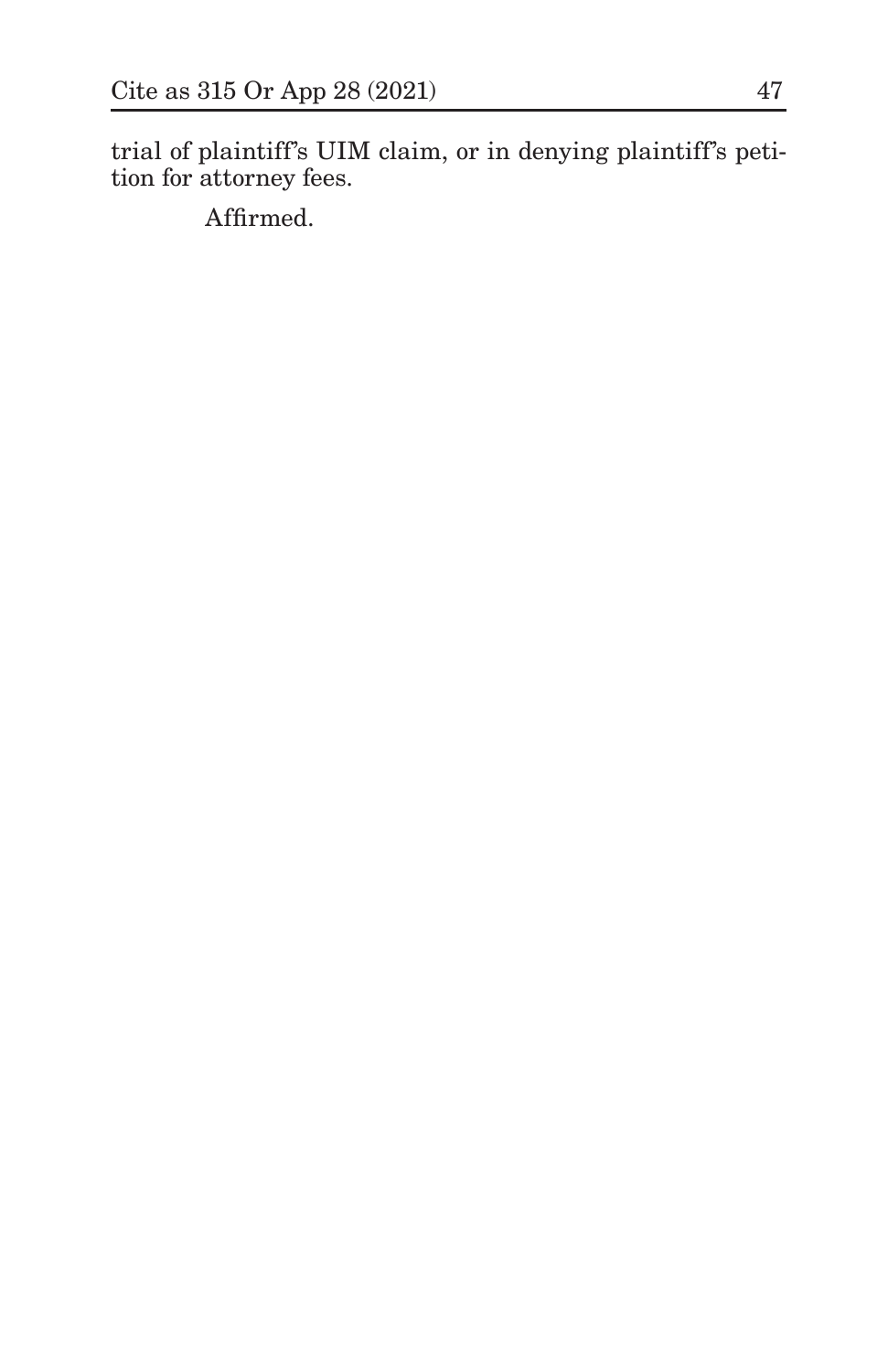trial of plaintiff's UIM claim, or in denying plaintiff's petition for attorney fees.

Affirmed.